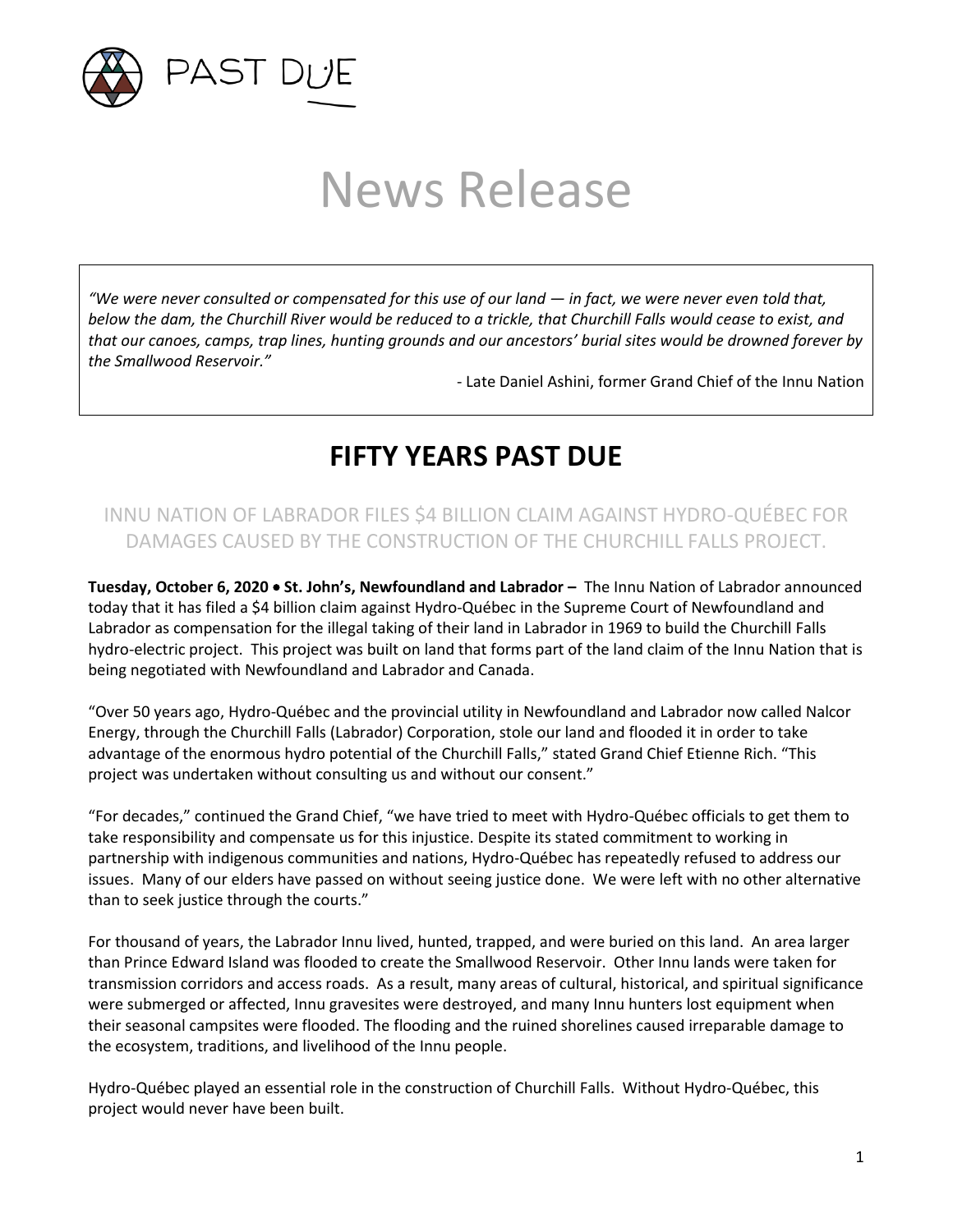PAST DUE

# News Release

> *"We were never consulted or compensated for this use of our land — in fact, we were never even told that, below the dam, the Churchill River would be reduced to a trickle, that Churchill Falls would cease to exist, and that our canoes, camps, trap lines, hunting grounds and our ancestors' burial sites would be drowned forever by the Smallwood Reservoir."*
>
> \- Late Daniel Ashini, former Grand Chief of the Innu Nation

## FIFTY YEARS PAST DUE

### INNU NATION OF LABRADOR FILES $4 BILLION CLAIM AGAINST HYDRO-QUÉBEC FOR DAMAGES CAUSED BY THE CONSTRUCTION OF THE CHURCHILL FALLS PROJECT.

**Tuesday, October 6, 2020 • St. John's, Newfoundland and Labrador –** The Innu Nation of Labrador announced today that it has filed a $4 billion claim against Hydro-Québec in the Supreme Court of Newfoundland and Labrador as compensation for the illegal taking of their land in Labrador in 1969 to build the Churchill Falls hydro-electric project. This project was built on land that forms part of the land claim of the Innu Nation that is being negotiated with Newfoundland and Labrador and Canada.

"Over 50 years ago, Hydro-Québec and the provincial utility in Newfoundland and Labrador now called Nalcor Energy, through the Churchill Falls (Labrador) Corporation, stole our land and flooded it in order to take advantage of the enormous hydro potential of the Churchill Falls," stated Grand Chief Etienne Rich. "This project was undertaken without consulting us and without our consent."

"For decades," continued the Grand Chief, "we have tried to meet with Hydro-Québec officials to get them to take responsibility and compensate us for this injustice. Despite its stated commitment to working in partnership with indigenous communities and nations, Hydro-Québec has repeatedly refused to address our issues. Many of our elders have passed on without seeing justice done. We were left with no other alternative than to seek justice through the courts."

For thousand of years, the Labrador Innu lived, hunted, trapped, and were buried on this land. An area larger than Prince Edward Island was flooded to create the Smallwood Reservoir. Other Innu lands were taken for transmission corridors and access roads. As a result, many areas of cultural, historical, and spiritual significance were submerged or affected, Innu gravesites were destroyed, and many Innu hunters lost equipment when their seasonal campsites were flooded. The flooding and the ruined shorelines caused irreparable damage to the ecosystem, traditions, and livelihood of the Innu people.

Hydro-Québec played an essential role in the construction of Churchill Falls. Without Hydro-Québec, this project would never have been built.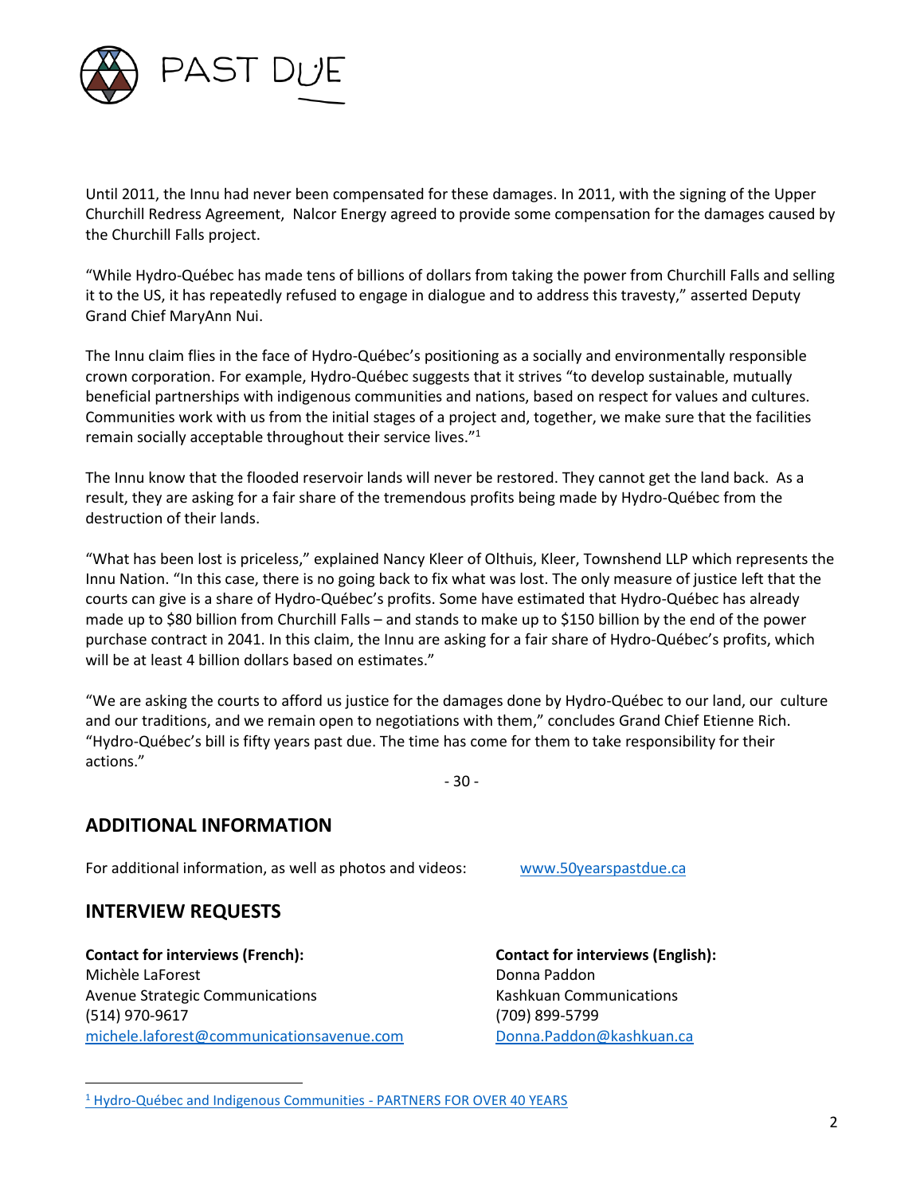Until 2011, the Innu had never been compensated for these damages. In 2011, with the signing of the Upper Churchill Redress Agreement, Nalcor Energy agreed to provide some compensation for the damages caused by the Churchill Falls project.

"While Hydro-Québec has made tens of billions of dollars from taking the power from Churchill Falls and selling it to the US, it has repeatedly refused to engage in dialogue and to address this travesty," asserted Deputy Grand Chief MaryAnn Nui.

The Innu claim flies in the face of Hydro-Québec's positioning as a socially and environmentally responsible crown corporation. For example, Hydro-Québec suggests that it strives "to develop sustainable, mutually beneficial partnerships with indigenous communities and nations, based on respect for values and cultures. Communities work with us from the initial stages of a project and, together, we make sure that the facilities remain socially acceptable throughout their service lives."[1]

The Innu know that the flooded reservoir lands will never be restored. They cannot get the land back. As a result, they are asking for a fair share of the tremendous profits being made by Hydro-Québec from the destruction of their lands.

"What has been lost is priceless," explained Nancy Kleer of Olthuis, Kleer, Townshend LLP which represents the Innu Nation. "In this case, there is no going back to fix what was lost. The only measure of justice left that the courts can give is a share of Hydro-Québec's profits. Some have estimated that Hydro-Québec has already made up to $80 billion from Churchill Falls – and stands to make up to $150 billion by the end of the power purchase contract in 2041. In this claim, the Innu are asking for a fair share of Hydro-Québec's profits, which will be at least 4 billion dollars based on estimates."

"We are asking the courts to afford us justice for the damages done by Hydro-Québec to our land, our culture and our traditions, and we remain open to negotiations with them," concludes Grand Chief Etienne Rich. "Hydro-Québec's bill is fifty years past due. The time has come for them to take responsibility for their actions."

- 30 -

## ADDITIONAL INFORMATION

For additional information, as well as photos and videos: www.50yearspastdue.ca

## INTERVIEW REQUESTS

**Contact for interviews (French):**
Michèle LaForest
Avenue Strategic Communications
(514) 970-9617
michele.laforest@communicationsavenue.com

**Contact for interviews (English):**
Donna Paddon
Kashkuan Communications
(709) 899-5799
Donna.Paddon@kashkuan.ca

[1] Hydro-Québec and Indigenous Communities - PARTNERS FOR OVER 40 YEARS